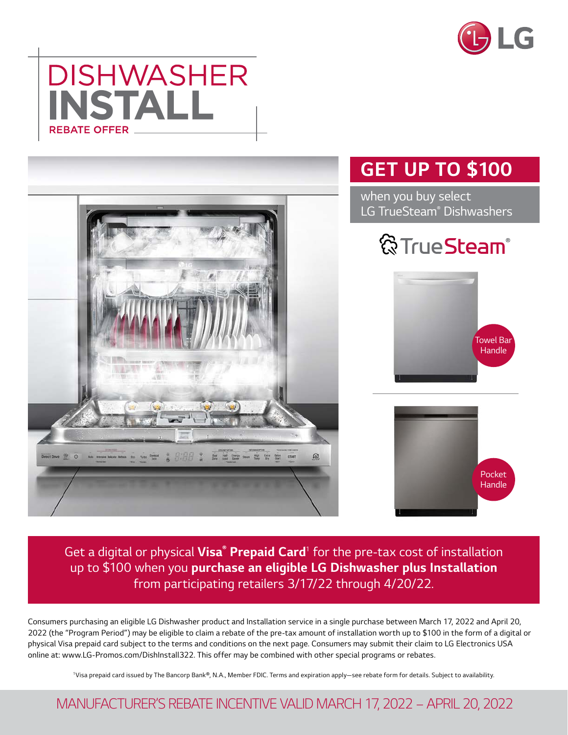# DISHWASHER INSTALL

REBATE OFFER

## GET UP TO $100

when you buy select LG TrueSteam® Dishwashers

TrueSteam®

Towel Bar Handle

Pocket Handle

Get a digital or physical **Visa® Prepaid Card**[1] for the pre-tax cost of installation up to $100 when you **purchase an eligible LG Dishwasher plus Installation** from participating retailers 3/17/22 through 4/20/22.

Consumers purchasing an eligible LG Dishwasher product and Installation service in a single purchase between March 17, 2022 and April 20, 2022 (the "Program Period") may be eligible to claim a rebate of the pre-tax amount of installation worth up to $100 in the form of a digital or physical Visa prepaid card subject to the terms and conditions on the next page. Consumers may submit their claim to LG Electronics USA online at: www.LG-Promos.com/DishInstall322. This offer may be combined with other special programs or rebates.

[1]Visa prepaid card issued by The Bancorp Bank®, N.A., Member FDIC. Terms and expiration apply—see rebate form for details. Subject to availability.

MANUFACTURER'S REBATE INCENTIVE VALID MARCH 17, 2022 – APRIL 20, 2022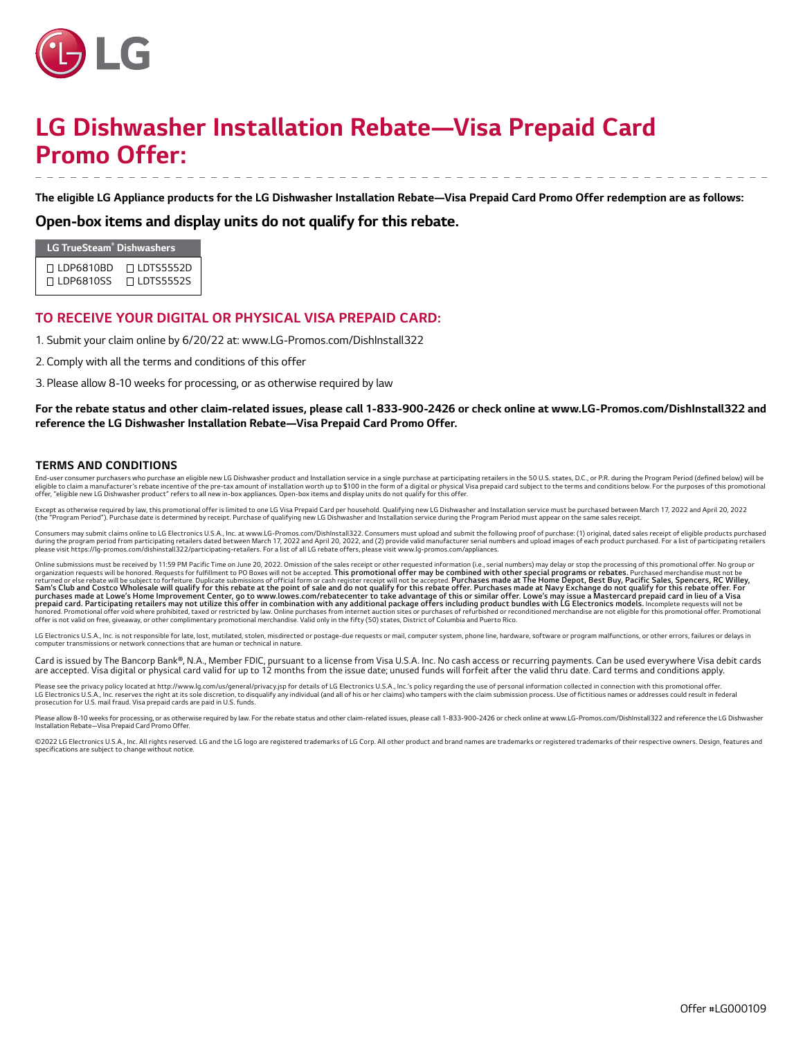# LG Dishwasher Installation Rebate—Visa Prepaid Card Promo Offer:

**The eligible LG Appliance products for the LG Dishwasher Installation Rebate—Visa Prepaid Card Promo Offer redemption are as follows:**

## Open-box items and display units do not qualify for this rebate.

| LG TrueSteam® Dishwashers | |
|---|---|
| ☐ LDP6810BD | ☐ LDTS5552D |
| ☐ LDP6810SS | ☐ LDTS5552S |

## TO RECEIVE YOUR DIGITAL OR PHYSICAL VISA PREPAID CARD:

1. Submit your claim online by 6/20/22 at: www.LG-Promos.com/DishInstall322
2. Comply with all the terms and conditions of this offer
3. Please allow 8-10 weeks for processing, or as otherwise required by law

**For the rebate status and other claim-related issues, please call 1-833-900-2426 or check online at www.LG-Promos.com/DishInstall322 and reference the LG Dishwasher Installation Rebate—Visa Prepaid Card Promo Offer.**

### TERMS AND CONDITIONS

End-user consumer purchasers who purchase an eligible new LG Dishwasher product and Installation service in a single purchase at participating retailers in the 50 U.S. states, D.C., or P.R. during the Program Period (defined below) will be eligible to claim a manufacturer's rebate incentive of the pre-tax amount of installation worth up to $100 in the form of a digital or physical Visa prepaid card subject to the terms and conditions below. For the purposes of this promotional offer, "eligible new LG Dishwasher product" refers to all new in-box appliances. Open-box items and display units do not qualify for this offer.

Except as otherwise required by law, this promotional offer is limited to one LG Visa Prepaid Card per household. Qualifying new LG Dishwasher and Installation service must be purchased between March 17, 2022 and April 20, 2022 (the "Program Period"). Purchase date is determined by receipt. Purchase of qualifying new LG Dishwasher and Installation service during the Program Period must appear on the same sales receipt.

Consumers may submit claims online to LG Electronics U.S.A., Inc. at www.LG-Promos.com/DishInstall322. Consumers must upload and submit the following proof of purchase: (1) original, dated sales receipt of eligible products purchased during the program period from participating retailers dated between March 17, 2022 and April 20, 2022, and (2) provide valid manufacturer serial numbers and upload images of each product purchased. For a list of participating retailers please visit https://lg-promos.com/dishinstall322/participating-retailers. For a list of all LG rebate offers, please visit www.lg-promos.com/appliances.

Online submissions must be received by 11:59 PM Pacific Time on June 20, 2022. Omission of the sales receipt or other requested information (i.e., serial numbers) may delay or stop the processing of this promotional offer. No group or organization requests will be honored. Requests for fulfillment to PO Boxes will not be accepted. **This promotional offer may be combined with other special programs or rebates.** Purchased merchandise must not be returned or else rebate will be subject to forfeiture. Duplicate submissions of official form or cash register receipt will not be accepted. **Purchases made at The Home Depot, Best Buy, Pacific Sales, Spencers, RC Willey, Sam's Club and Costco Wholesale will qualify for this rebate at the point of sale and do not qualify for this rebate offer. Purchases made at Navy Exchange do not qualify for this rebate offer. For purchases made at Lowe's Home Improvement Center, go to www.lowes.com/rebatecenter to take advantage of this or similar offer. Lowe's may issue a Mastercard prepaid card in lieu of a Visa prepaid card. Participating retailers may not utilize this offer in combination with any additional package offers including product bundles with LG Electronics models.** Incomplete requests will not be honored. Promotional offer void where prohibited, taxed or restricted by law. Online purchases from internet auction sites or purchases of refurbished or reconditioned merchandise are not eligible for this promotional offer. Promotional offer is not valid on free, giveaway, or other complimentary promotional merchandise. Valid only in the fifty (50) states, District of Columbia and Puerto Rico.

LG Electronics U.S.A., Inc. is not responsible for late, lost, mutilated, stolen, misdirected or postage-due requests or mail, computer system, phone line, hardware, software or program malfunctions, or other errors, failures or delays in computer transmissions or network connections that are human or technical in nature.

Card is issued by The Bancorp Bank®, N.A., Member FDIC, pursuant to a license from Visa U.S.A. Inc. No cash access or recurring payments. Can be used everywhere Visa debit cards are accepted. Visa digital or physical card valid for up to 12 months from the issue date; unused funds will forfeit after the valid thru date. Card terms and conditions apply.

Please see the privacy policy located at http://www.lg.com/us/general/privacy.jsp for details of LG Electronics U.S.A., Inc.'s policy regarding the use of personal information collected in connection with this promotional offer. LG Electronics U.S.A., Inc. reserves the right at its sole discretion, to disqualify any individual (and all of his or her claims) who tampers with the claim submission process. Use of fictitious names or addresses could result in federal prosecution for U.S. mail fraud. Visa prepaid cards are paid in U.S. funds.

Please allow 8-10 weeks for processing, or as otherwise required by law. For the rebate status and other claim-related issues, please call 1-833-900-2426 or check online at www.LG-Promos.com/DishInstall322 and reference the LG Dishwasher Installation Rebate—Visa Prepaid Card Promo Offer.

©2022 LG Electronics U.S.A., Inc. All rights reserved. LG and the LG logo are registered trademarks of LG Corp. All other product and brand names are trademarks or registered trademarks of their respective owners. Design, features and specifications are subject to change without notice.

Offer #LG000109